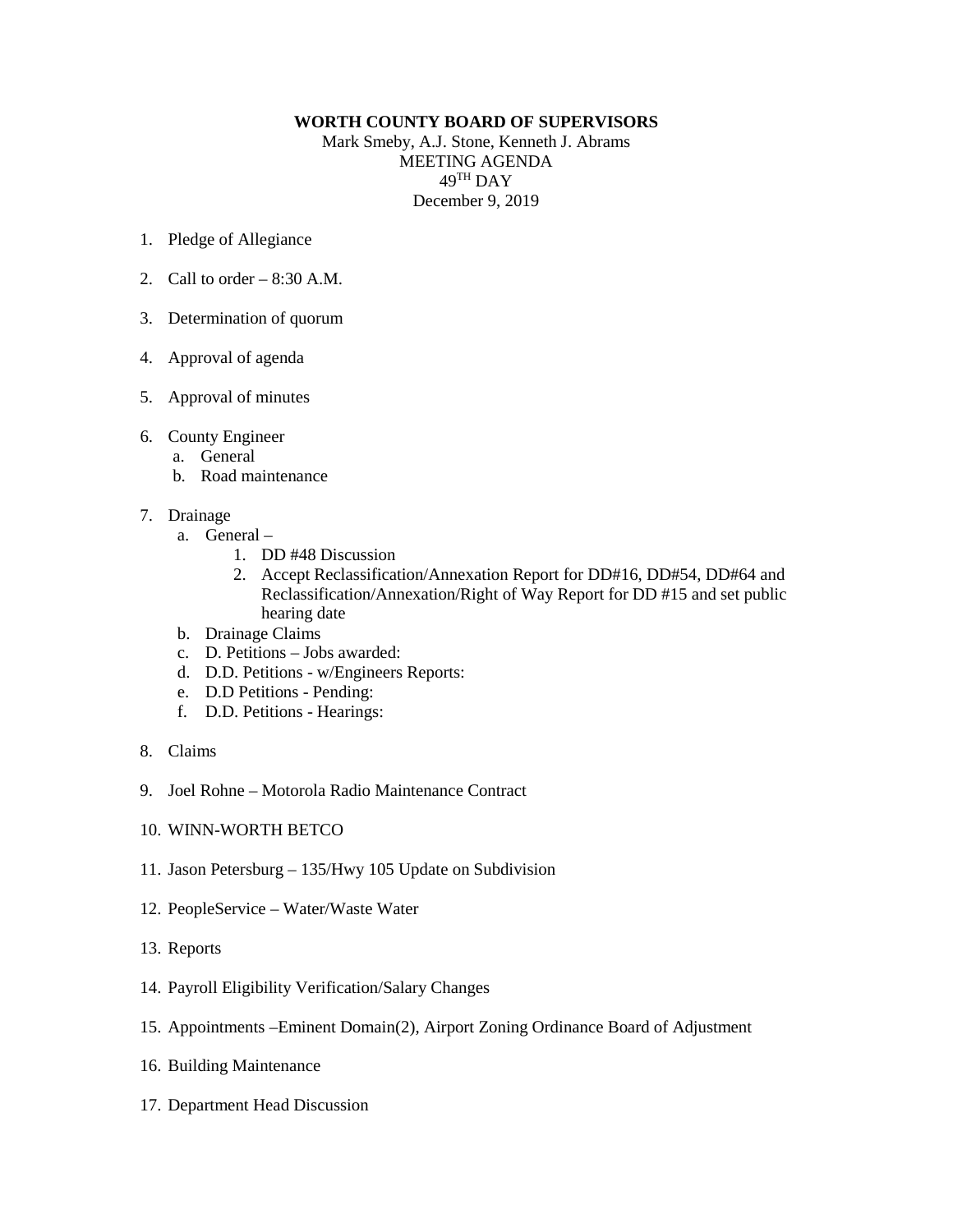**WORTH COUNTY BOARD OF SUPERVISORS**

Mark Smeby, A.J. Stone, Kenneth J. Abrams

MEETING AGENDA

49TH DAY

December 9, 2019

1. Pledge of Allegiance

2. Call to order – 8:30 A.M.

3. Determination of quorum

4. Approval of agenda

5. Approval of minutes

6. County Engineer
   a. General
   b. Road maintenance

7. Drainage
   a. General –
      1. DD #48 Discussion
      2. Accept Reclassification/Annexation Report for DD#16, DD#54, DD#64 and Reclassification/Annexation/Right of Way Report for DD #15 and set public hearing date
   b. Drainage Claims
   c. D. Petitions – Jobs awarded:
   d. D.D. Petitions - w/Engineers Reports:
   e. D.D Petitions - Pending:
   f. D.D. Petitions - Hearings:

8. Claims

9. Joel Rohne – Motorola Radio Maintenance Contract

10. WINN-WORTH BETCO

11. Jason Petersburg – 135/Hwy 105 Update on Subdivision

12. PeopleService – Water/Waste Water

13. Reports

14. Payroll Eligibility Verification/Salary Changes

15. Appointments –Eminent Domain(2), Airport Zoning Ordinance Board of Adjustment

16. Building Maintenance

17. Department Head Discussion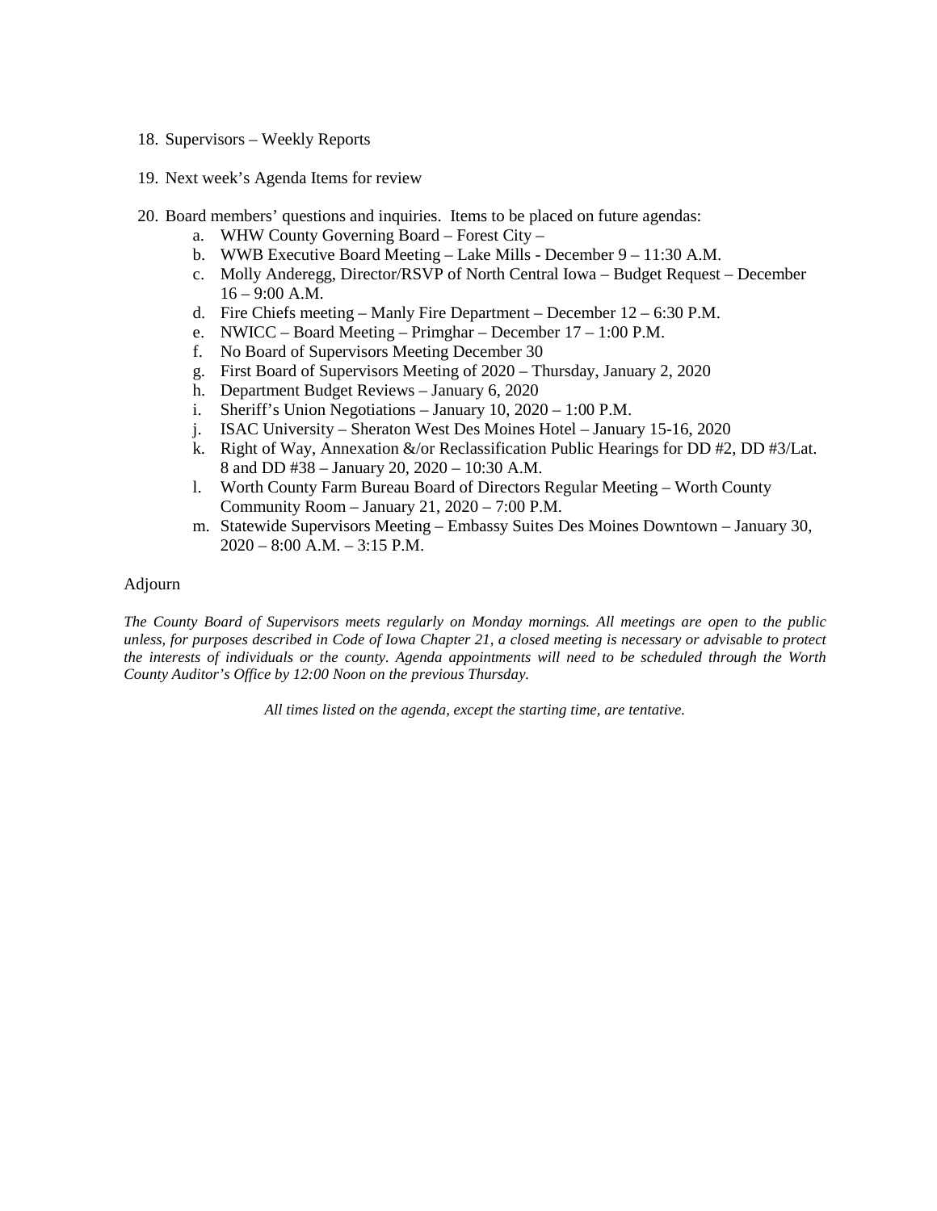18. Supervisors – Weekly Reports

19. Next week's Agenda Items for review

20. Board members' questions and inquiries. Items to be placed on future agendas:
    a. WHW County Governing Board – Forest City –
    b. WWB Executive Board Meeting – Lake Mills - December 9 – 11:30 A.M.
    c. Molly Anderegg, Director/RSVP of North Central Iowa – Budget Request – December 16 – 9:00 A.M.
    d. Fire Chiefs meeting – Manly Fire Department – December 12 – 6:30 P.M.
    e. NWICC – Board Meeting – Primghar – December 17 – 1:00 P.M.
    f. No Board of Supervisors Meeting December 30
    g. First Board of Supervisors Meeting of 2020 – Thursday, January 2, 2020
    h. Department Budget Reviews – January 6, 2020
    i. Sheriff's Union Negotiations – January 10, 2020 – 1:00 P.M.
    j. ISAC University – Sheraton West Des Moines Hotel – January 15-16, 2020
    k. Right of Way, Annexation &/or Reclassification Public Hearings for DD #2, DD #3/Lat. 8 and DD #38 – January 20, 2020 – 10:30 A.M.
    l. Worth County Farm Bureau Board of Directors Regular Meeting – Worth County Community Room – January 21, 2020 – 7:00 P.M.
    m. Statewide Supervisors Meeting – Embassy Suites Des Moines Downtown – January 30, 2020 – 8:00 A.M. – 3:15 P.M.

Adjourn

*The County Board of Supervisors meets regularly on Monday mornings. All meetings are open to the public unless, for purposes described in Code of Iowa Chapter 21, a closed meeting is necessary or advisable to protect the interests of individuals or the county. Agenda appointments will need to be scheduled through the Worth County Auditor's Office by 12:00 Noon on the previous Thursday.*

*All times listed on the agenda, except the starting time, are tentative.*